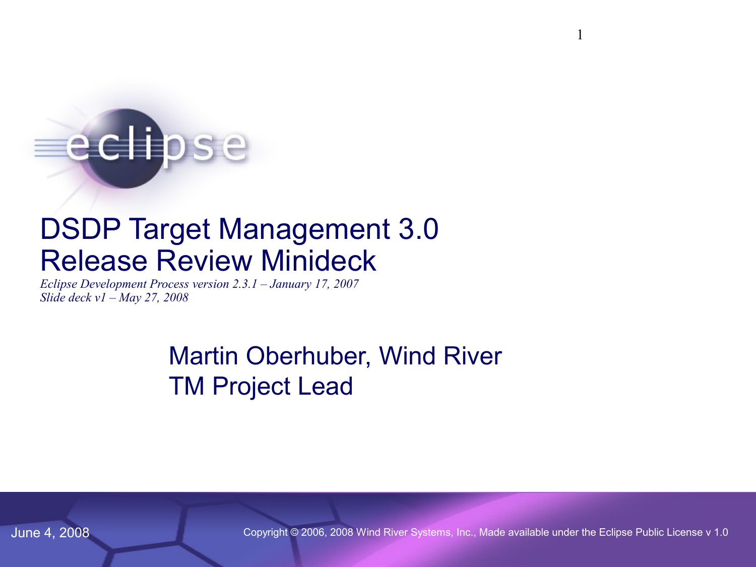# DSDP Target Management 3.0 Release Review Minideck

*Eclipse Development Process version 2.3.1 – January 17, 2007*
*Slide deck v1 – May 27, 2008*

Martin Oberhuber, Wind River
TM Project Lead

June 4, 2008

Copyright © 2006, 2008 Wind River Systems, Inc., Made available under the Eclipse Public License v 1.0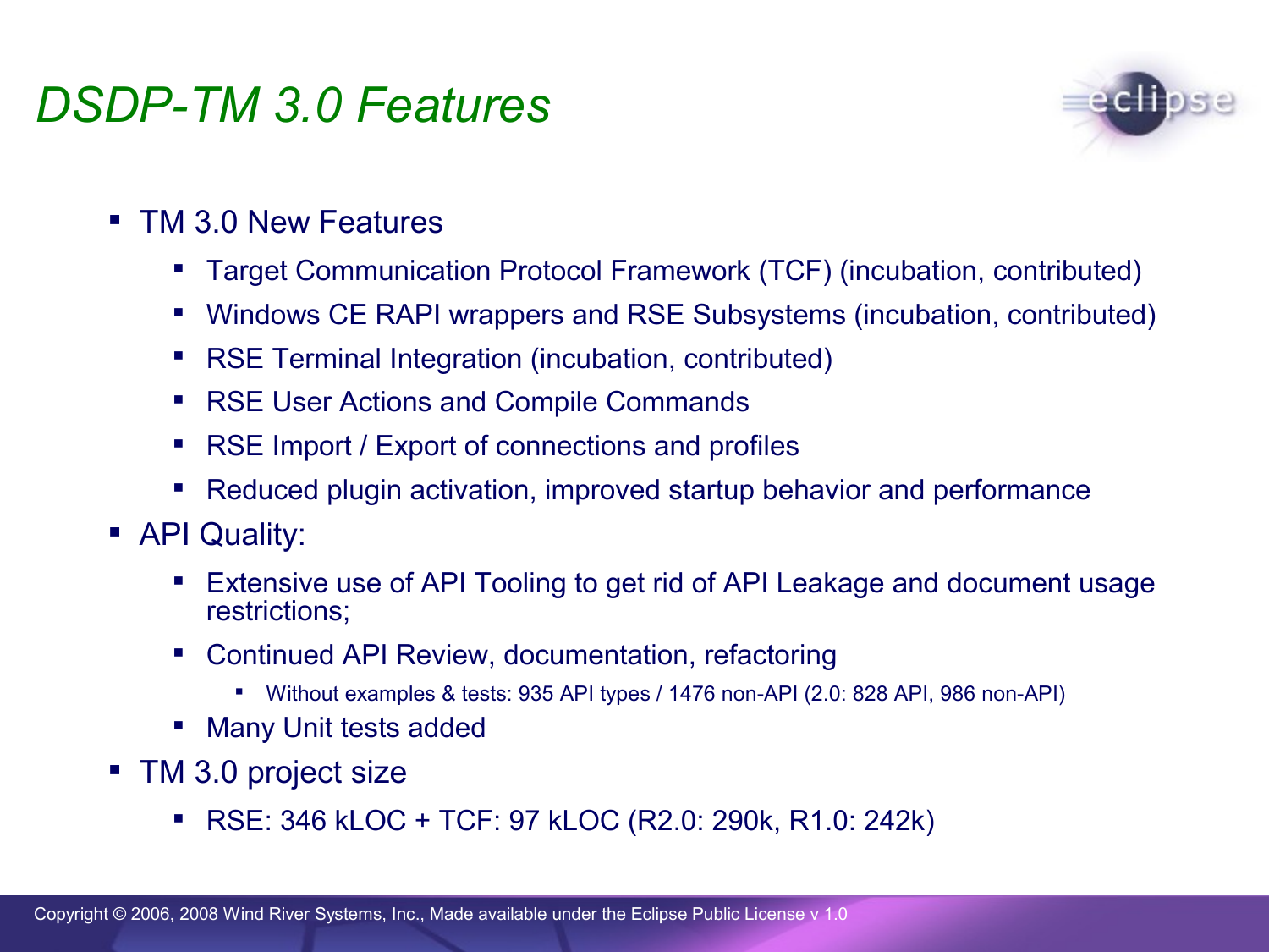# DSDP-TM 3.0 Features

- TM 3.0 New Features
  - Target Communication Protocol Framework (TCF) (incubation, contributed)
  - Windows CE RAPI wrappers and RSE Subsystems (incubation, contributed)
  - RSE Terminal Integration (incubation, contributed)
  - RSE User Actions and Compile Commands
  - RSE Import / Export of connections and profiles
  - Reduced plugin activation, improved startup behavior and performance
- API Quality:
  - Extensive use of API Tooling to get rid of API Leakage and document usage restrictions;
  - Continued API Review, documentation, refactoring
    - Without examples & tests: 935 API types / 1476 non-API (2.0: 828 API, 986 non-API)
  - Many Unit tests added
- TM 3.0 project size
  - RSE: 346 kLOC + TCF: 97 kLOC (R2.0: 290k, R1.0: 242k)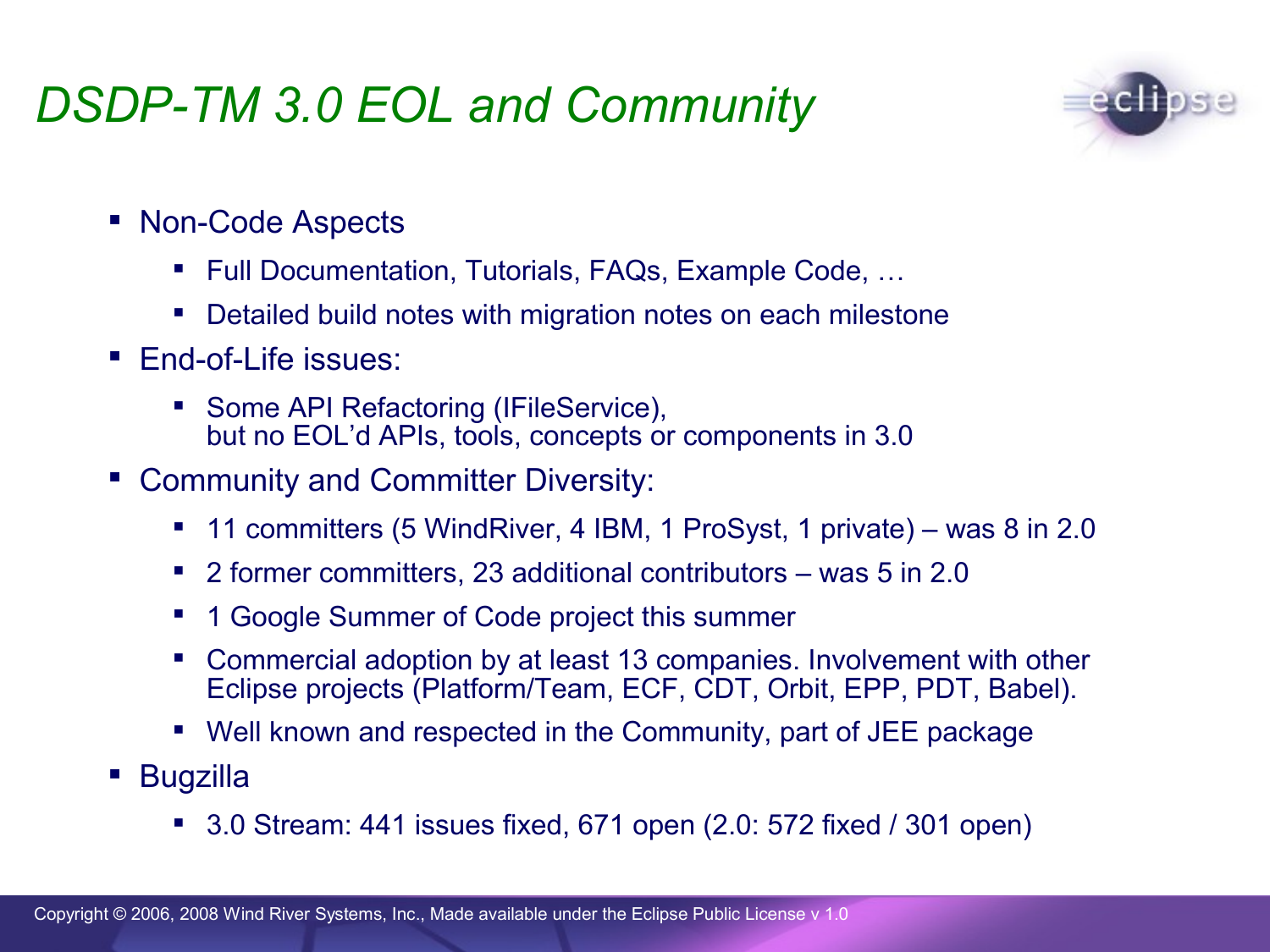# DSDP-TM 3.0 EOL and Community

- Non-Code Aspects
  - Full Documentation, Tutorials, FAQs, Example Code, …
  - Detailed build notes with migration notes on each milestone
- End-of-Life issues:
  - Some API Refactoring (IFileService), but no EOL'd APIs, tools, concepts or components in 3.0
- Community and Committer Diversity:
  - 11 committers (5 WindRiver, 4 IBM, 1 ProSyst, 1 private) – was 8 in 2.0
  - 2 former committers, 23 additional contributors – was 5 in 2.0
  - 1 Google Summer of Code project this summer
  - Commercial adoption by at least 13 companies. Involvement with other Eclipse projects (Platform/Team, ECF, CDT, Orbit, EPP, PDT, Babel).
  - Well known and respected in the Community, part of JEE package
- Bugzilla
  - 3.0 Stream: 441 issues fixed, 671 open (2.0: 572 fixed / 301 open)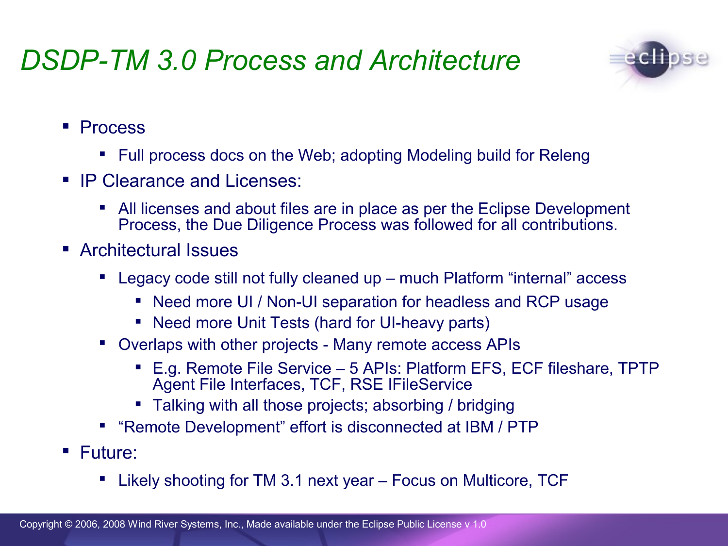# DSDP-TM 3.0 Process and Architecture

- Process
  - Full process docs on the Web; adopting Modeling build for Releng
- IP Clearance and Licenses:
  - All licenses and about files are in place as per the Eclipse Development Process, the Due Diligence Process was followed for all contributions.
- Architectural Issues
  - Legacy code still not fully cleaned up – much Platform "internal" access
    - Need more UI / Non-UI separation for headless and RCP usage
    - Need more Unit Tests (hard for UI-heavy parts)
  - Overlaps with other projects - Many remote access APIs
    - E.g. Remote File Service – 5 APIs: Platform EFS, ECF fileshare, TPTP Agent File Interfaces, TCF, RSE IFileService
    - Talking with all those projects; absorbing / bridging
  - "Remote Development" effort is disconnected at IBM / PTP
- Future:
  - Likely shooting for TM 3.1 next year – Focus on Multicore, TCF

Copyright © 2006, 2008 Wind River Systems, Inc., Made available under the Eclipse Public License v 1.0